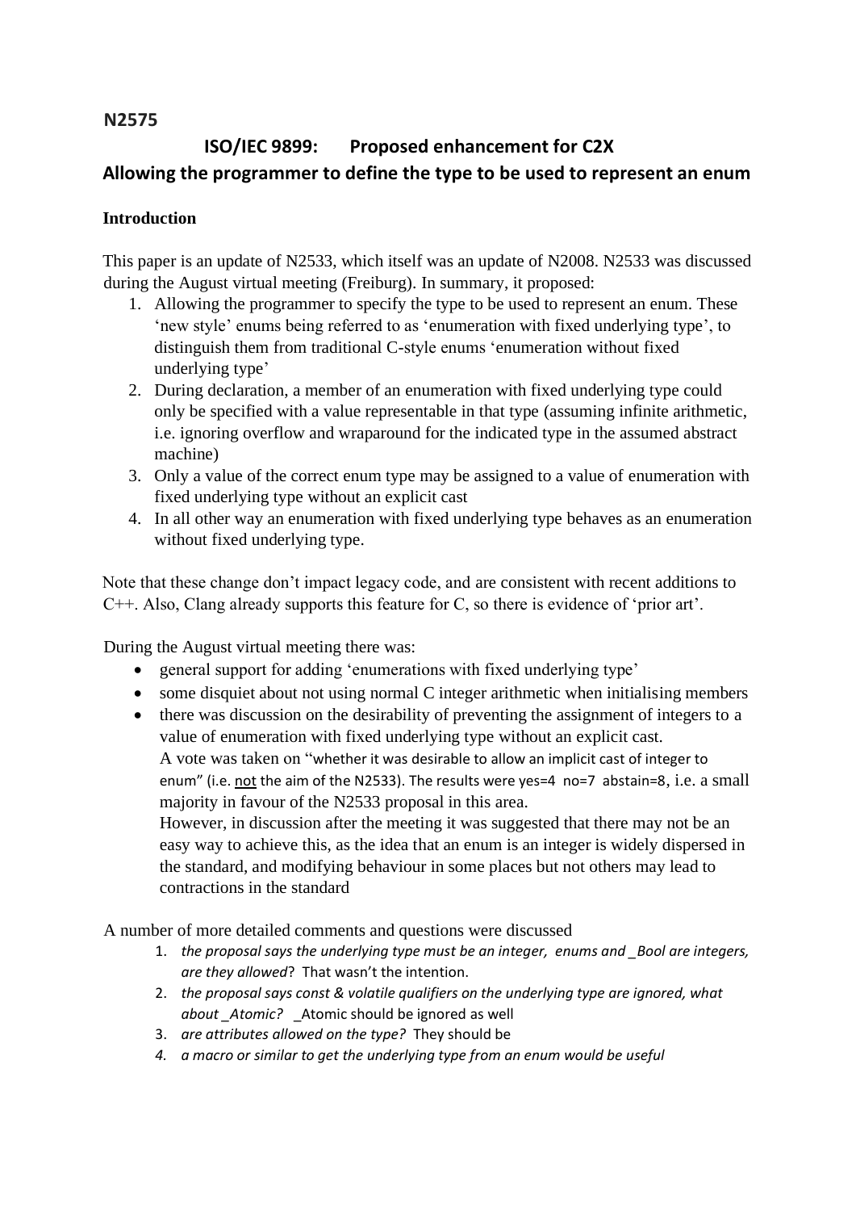**N2575**

# ISO/IEC 9899: Proposed enhancement for C2X

## Allowing the programmer to define the type to be used to represent an enum

### Introduction

This paper is an update of N2533, which itself was an update of N2008. N2533 was discussed during the August virtual meeting (Freiburg). In summary, it proposed:

1. Allowing the programmer to specify the type to be used to represent an enum. These 'new style' enums being referred to as 'enumeration with fixed underlying type', to distinguish them from traditional C-style enums 'enumeration without fixed underlying type'
2. During declaration, a member of an enumeration with fixed underlying type could only be specified with a value representable in that type (assuming infinite arithmetic, i.e. ignoring overflow and wraparound for the indicated type in the assumed abstract machine)
3. Only a value of the correct enum type may be assigned to a value of enumeration with fixed underlying type without an explicit cast
4. In all other way an enumeration with fixed underlying type behaves as an enumeration without fixed underlying type.

Note that these change don't impact legacy code, and are consistent with recent additions to C++. Also, Clang already supports this feature for C, so there is evidence of 'prior art'.

During the August virtual meeting there was:

- general support for adding 'enumerations with fixed underlying type'
- some disquiet about not using normal C integer arithmetic when initialising members
- there was discussion on the desirability of preventing the assignment of integers to a value of enumeration with fixed underlying type without an explicit cast.
  A vote was taken on "whether it was desirable to allow an implicit cast of integer to enum" (i.e. <u>not</u> the aim of the N2533). The results were yes=4 no=7 abstain=8, i.e. a small majority in favour of the N2533 proposal in this area.
  However, in discussion after the meeting it was suggested that there may not be an easy way to achieve this, as the idea that an enum is an integer is widely dispersed in the standard, and modifying behaviour in some places but not others may lead to contractions in the standard

A number of more detailed comments and questions were discussed

1. *the proposal says the underlying type must be an integer, enums and _Bool are integers, are they allowed*? That wasn't the intention.
2. *the proposal says const & volatile qualifiers on the underlying type are ignored, what about _Atomic?* _Atomic should be ignored as well
3. *are attributes allowed on the type?* They should be
4. *a macro or similar to get the underlying type from an enum would be useful*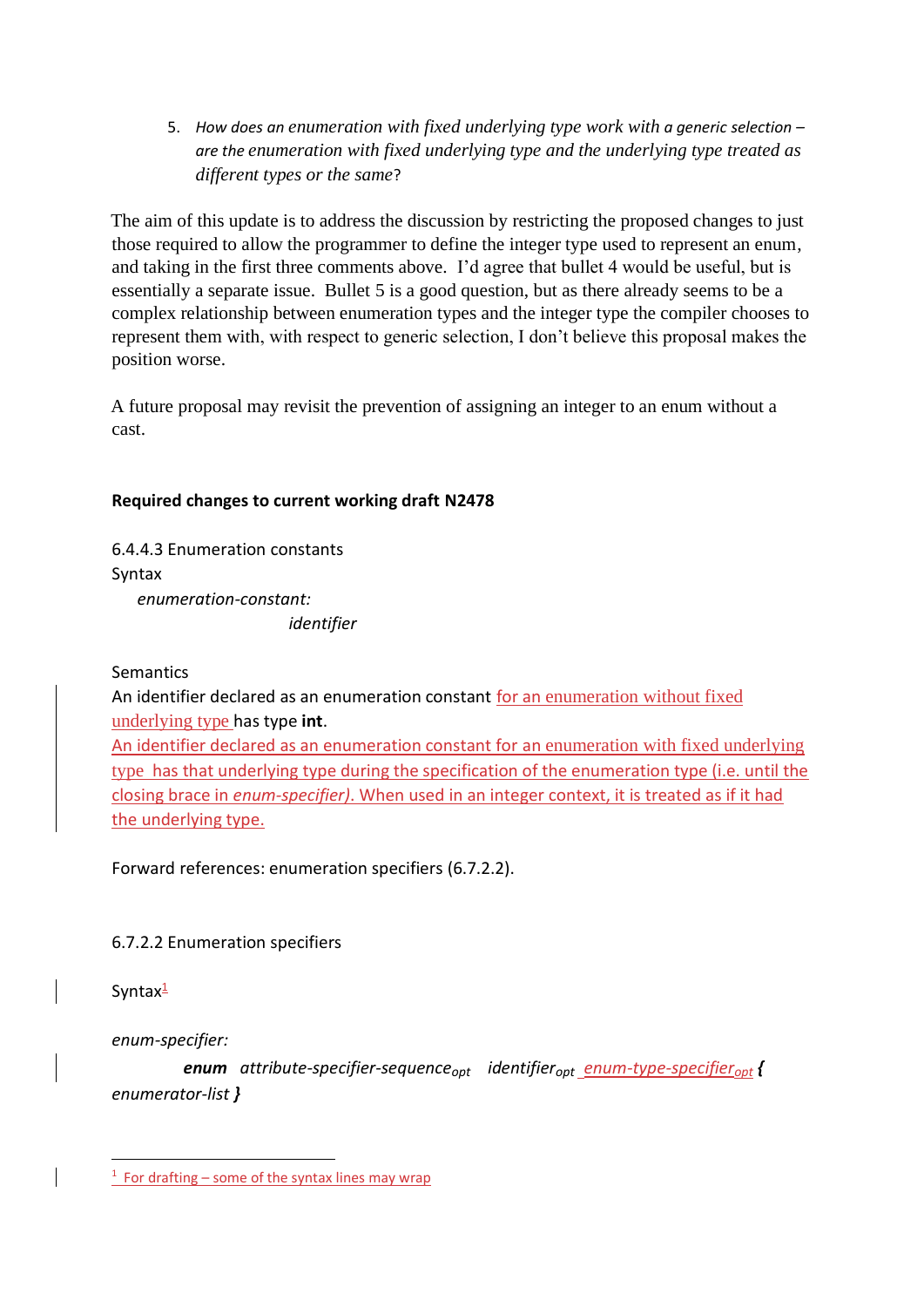5. *How does an enumeration with fixed underlying type work with a generic selection – are the enumeration with fixed underlying type and the underlying type treated as different types or the same*?

The aim of this update is to address the discussion by restricting the proposed changes to just those required to allow the programmer to define the integer type used to represent an enum, and taking in the first three comments above. I'd agree that bullet 4 would be useful, but is essentially a separate issue. Bullet 5 is a good question, but as there already seems to be a complex relationship between enumeration types and the integer type the compiler chooses to represent them with, with respect to generic selection, I don't believe this proposal makes the position worse.

A future proposal may revisit the prevention of assigning an integer to an enum without a cast.

**Required changes to current working draft N2478**

6.4.4.3 Enumeration constants

Syntax

*enumeration-constant:*

*identifier*

Semantics

An identifier declared as an enumeration constant for an enumeration without fixed underlying type has type **int**.

An identifier declared as an enumeration constant for an enumeration with fixed underlying type has that underlying type during the specification of the enumeration type (i.e. until the closing brace in *enum-specifier)*. When used in an integer context, it is treated as if it had the underlying type.

Forward references: enumeration specifiers (6.7.2.2).

6.7.2.2 Enumeration specifiers

Syntax[1]

*enum-specifier:*

***enum*** *attribute-specifier-sequence*$_{opt}$ *identifier*$_{opt}$ *enum-type-specifier*$_{opt}$ ***{*** *enumerator-list* ***}***

[1] For drafting – some of the syntax lines may wrap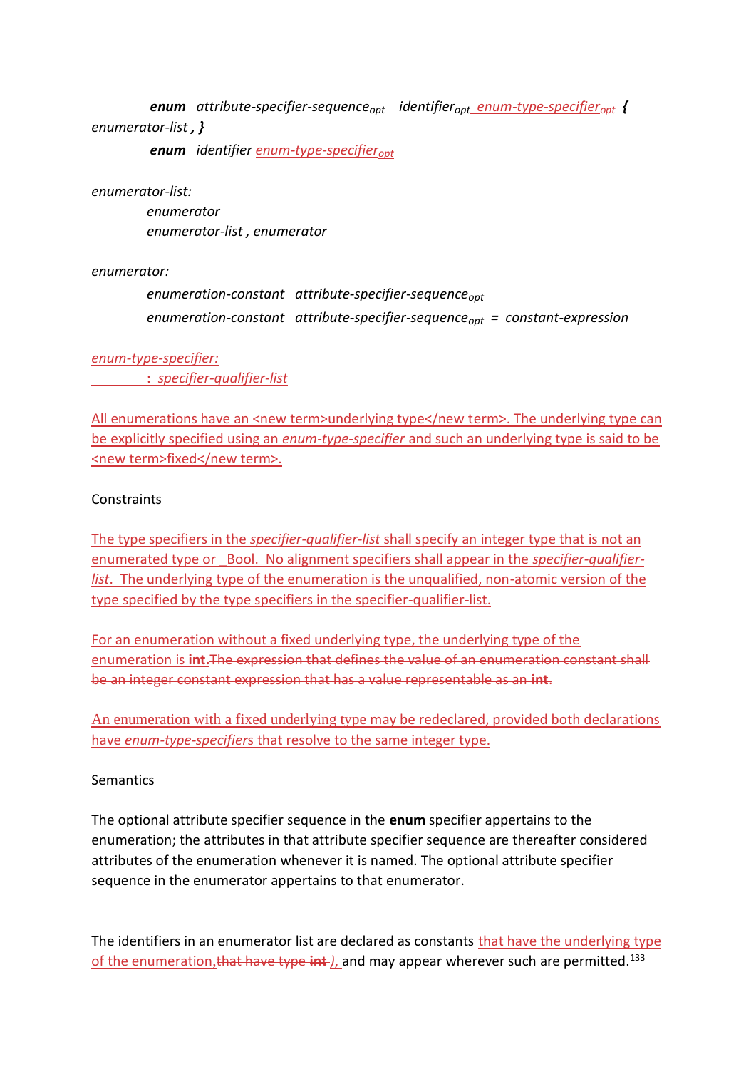*enum* *attribute-specifier-sequence*$_{opt}$ *identifier*$_{opt}$ *enum-type-specifier*$_{opt}$ *{* *enumerator-list , }*

*enum* *identifier* *enum-type-specifier*$_{opt}$

*enumerator-list:*

*enumerator*

*enumerator-list , enumerator*

*enumerator:*

*enumeration-constant attribute-specifier-sequence*$_{opt}$

*enumeration-constant attribute-specifier-sequence*$_{opt}$ *= constant-expression*

*enum-type-specifier:*

**:** *specifier-qualifier-list*

All enumerations have an <new term>underlying type</new term>. The underlying type can be explicitly specified using an *enum-type-specifier* and such an underlying type is said to be <new term>fixed</new term>.

Constraints

The type specifiers in the *specifier-qualifier-list* shall specify an integer type that is not an enumerated type or _Bool. No alignment specifiers shall appear in the *specifier-qualifier-list*. The underlying type of the enumeration is the unqualified, non-atomic version of the type specified by the type specifiers in the specifier-qualifier-list.

For an enumeration without a fixed underlying type, the underlying type of the enumeration is **int**.~~The expression that defines the value of an enumeration constant shall be an integer constant expression that has a value representable as an **int**.~~

An enumeration with a fixed underlying type may be redeclared, provided both declarations have *enum-type-specifiers* that resolve to the same integer type.

Semantics

The optional attribute specifier sequence in the **enum** specifier appertains to the enumeration; the attributes in that attribute specifier sequence are thereafter considered attributes of the enumeration whenever it is named. The optional attribute specifier sequence in the enumerator appertains to that enumerator.

The identifiers in an enumerator list are declared as constants that have the underlying type of the enumeration,~~that have type **int**~~ ), and may appear wherever such are permitted.[133]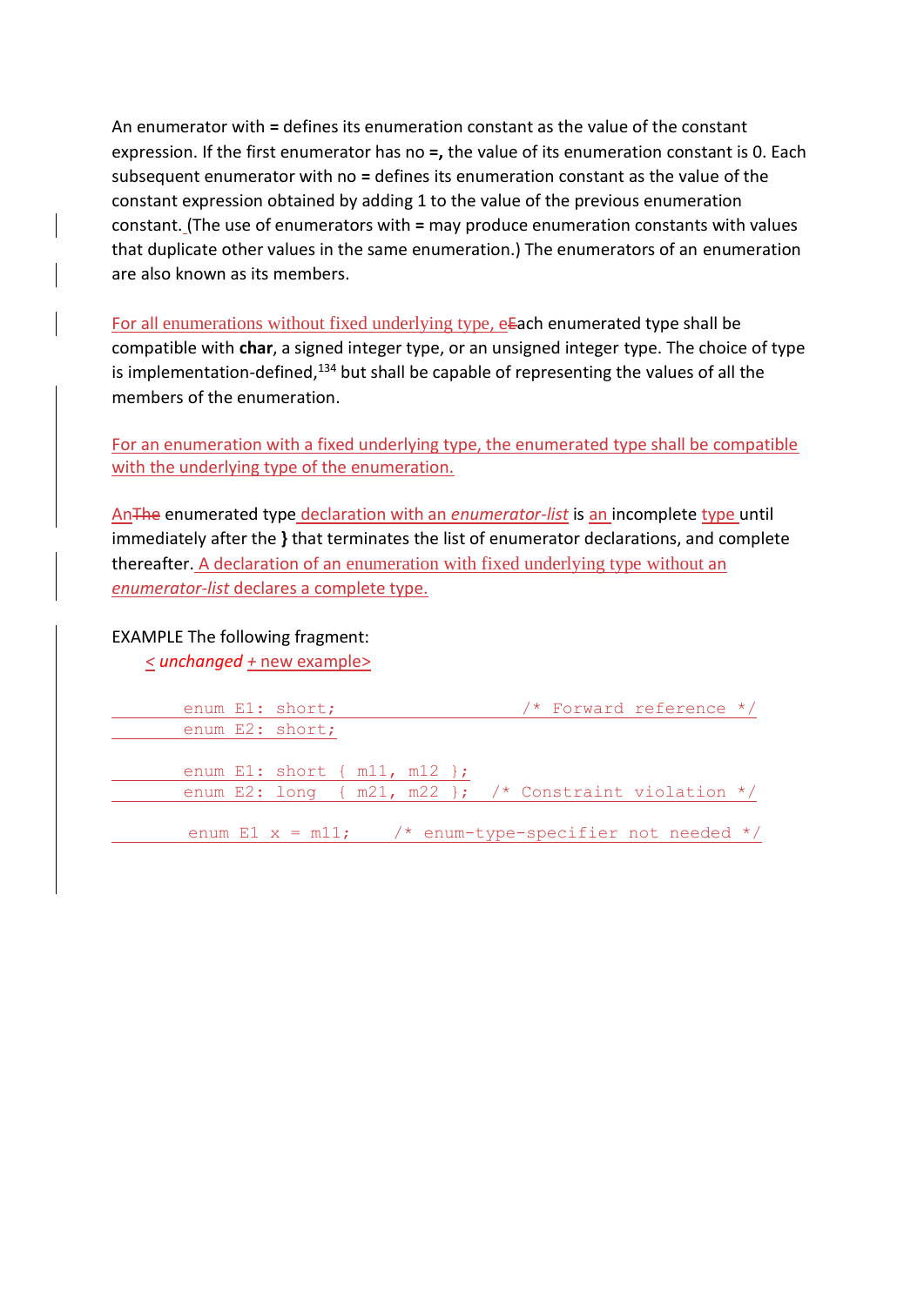An enumerator with **=** defines its enumeration constant as the value of the constant expression. If the first enumerator has no **=,** the value of its enumeration constant is 0. Each subsequent enumerator with no **=** defines its enumeration constant as the value of the constant expression obtained by adding 1 to the value of the previous enumeration constant. (The use of enumerators with **=** may produce enumeration constants with values that duplicate other values in the same enumeration.) The enumerators of an enumeration are also known as its members.

For all enumerations without fixed underlying type, e~~E~~ach enumerated type shall be compatible with **char**, a signed integer type, or an unsigned integer type. The choice of type is implementation-defined,[134] but shall be capable of representing the values of all the members of the enumeration.

For an enumeration with a fixed underlying type, the enumerated type shall be compatible with the underlying type of the enumeration.

An~~The~~ enumerated type declaration with an *enumerator-list* is an incomplete type until immediately after the **}** that terminates the list of enumerator declarations, and complete thereafter. A declaration of an enumeration with fixed underlying type without an *enumerator-list* declares a complete type.

EXAMPLE The following fragment:

< *unchanged* + new example>

```
enum E1: short;                        /* Forward reference */
enum E2: short;

enum E1: short { m11, m12 };
enum E2: long  { m21, m22 };   /* Constraint violation */

enum E1 x = m11;     /* enum-type-specifier not needed */
```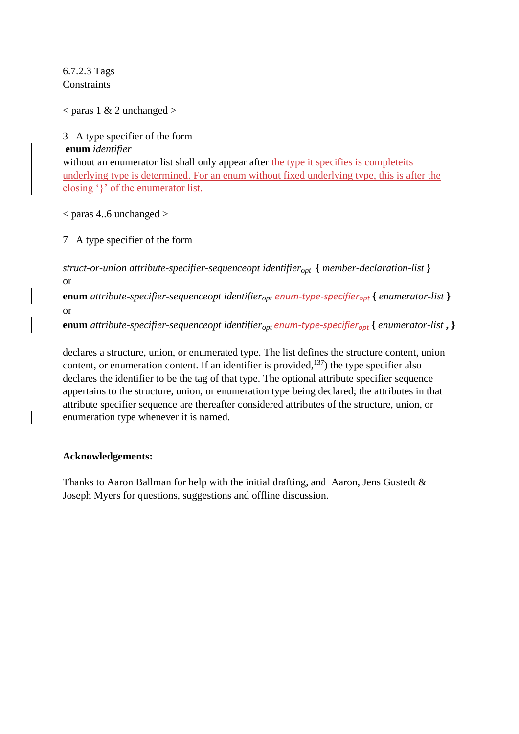6.7.2.3 Tags
Constraints

< paras 1 & 2 unchanged >

3 A type specifier of the form

**enum** *identifier*

without an enumerator list shall only appear after ~~the type it specifies is complete~~its underlying type is determined. For an enum without fixed underlying type, this is after the closing '}' of the enumerator list.

< paras 4..6 unchanged >

7 A type specifier of the form

*struct-or-union attribute-specifier-sequenceopt identifier*$_{opt}$ **{** *member-declaration-list* **}**

or

**enum** *attribute-specifier-sequenceopt identifier*$_{opt}$ *enum-type-specifier*$_{opt}$ **{** *enumerator-list* **}**

or

**enum** *attribute-specifier-sequenceopt identifier*$_{opt}$ *enum-type-specifier*$_{opt}$ **{** *enumerator-list* **, }**

declares a structure, union, or enumerated type. The list defines the structure content, union content, or enumeration content. If an identifier is provided,[137]) the type specifier also declares the identifier to be the tag of that type. The optional attribute specifier sequence appertains to the structure, union, or enumeration type being declared; the attributes in that attribute specifier sequence are thereafter considered attributes of the structure, union, or enumeration type whenever it is named.

**Acknowledgements:**

Thanks to Aaron Ballman for help with the initial drafting, and Aaron, Jens Gustedt & Joseph Myers for questions, suggestions and offline discussion.